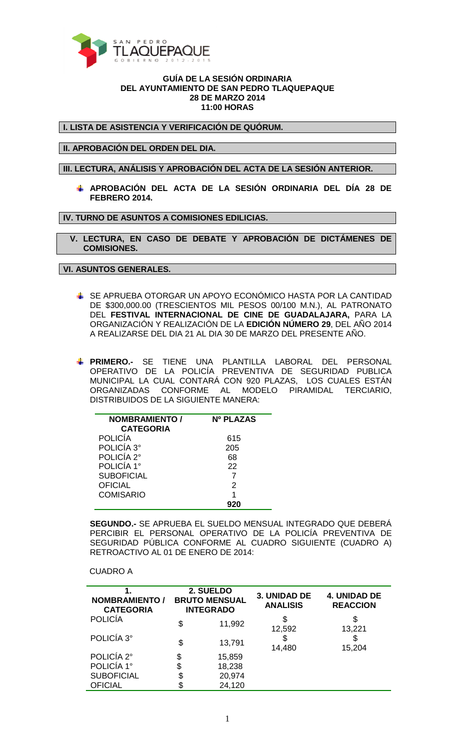**GUÍA DE LA SESIÓN ORDINARIA**
**DEL AYUNTAMIENTO DE SAN PEDRO TLAQUEPAQUE**
**28 DE MARZO 2014**
**11:00 HORAS**

## I. LISTA DE ASISTENCIA Y VERIFICACIÓN DE QUÓRUM.

## II. APROBACIÓN DEL ORDEN DEL DIA.

## III. LECTURA, ANÁLISIS Y APROBACIÓN DEL ACTA DE LA SESIÓN ANTERIOR.

- **APROBACIÓN DEL ACTA DE LA SESIÓN ORDINARIA DEL DÍA 28 DE FEBRERO 2014.**

## IV. TURNO DE ASUNTOS A COMISIONES EDILICIAS.

## V. LECTURA, EN CASO DE DEBATE Y APROBACIÓN DE DICTÁMENES DE COMISIONES.

## VI. ASUNTOS GENERALES.

- SE APRUEBA OTORGAR UN APOYO ECONÓMICO HASTA POR LA CANTIDAD DE $300,000.00 (TRESCIENTOS MIL PESOS 00/100 M.N.), AL PATRONATO DEL **FESTIVAL INTERNACIONAL DE CINE DE GUADALAJARA,** PARA LA ORGANIZACIÓN Y REALIZACIÓN DE LA **EDICIÓN NÚMERO 29**, DEL AÑO 2014 A REALIZARSE DEL DIA 21 AL DIA 30 DE MARZO DEL PRESENTE AÑO.

- **PRIMERO.-** SE TIENE UNA PLANTILLA LABORAL DEL PERSONAL OPERATIVO DE LA POLICÍA PREVENTIVA DE SEGURIDAD PUBLICA MUNICIPAL LA CUAL CONTARÁ CON 920 PLAZAS, LOS CUALES ESTÁN ORGANIZADAS CONFORME AL MODELO PIRAMIDAL TERCIARIO, DISTRIBUIDOS DE LA SIGUIENTE MANERA:

| NOMBRAMIENTO / CATEGORIA | Nº PLAZAS |
|---|---|
| POLICÍA | 615 |
| POLICÍA 3° | 205 |
| POLICÍA 2° | 68 |
| POLICÍA 1° | 22 |
| SUBOFICIAL | 7 |
| OFICIAL | 2 |
| COMISARIO | 1 |
| | **920** |

**SEGUNDO.-** SE APRUEBA EL SUELDO MENSUAL INTEGRADO QUE DEBERÁ PERCIBIR EL PERSONAL OPERATIVO DE LA POLICÍA PREVENTIVA DE SEGURIDAD PÚBLICA CONFORME AL CUADRO SIGUIENTE (CUADRO A) RETROACTIVO AL 01 DE ENERO DE 2014:

CUADRO A

| 1. NOMBRAMIENTO / CATEGORIA | 2. SUELDO BRUTO MENSUAL INTEGRADO | 3. UNIDAD DE ANALISIS | 4. UNIDAD DE REACCION |
|---|---|---|---|
| POLICÍA | $ 11,992 | $ 12,592 | $ 13,221 |
| POLICÍA 3° | $ 13,791 | $ 14,480 | $ 15,204 |
| POLICÍA 2° | $ 15,859 | | |
| POLICÍA 1° | $ 18,238 | | |
| SUBOFICIAL | $ 20,974 | | |
| OFICIAL | $ 24,120 | | |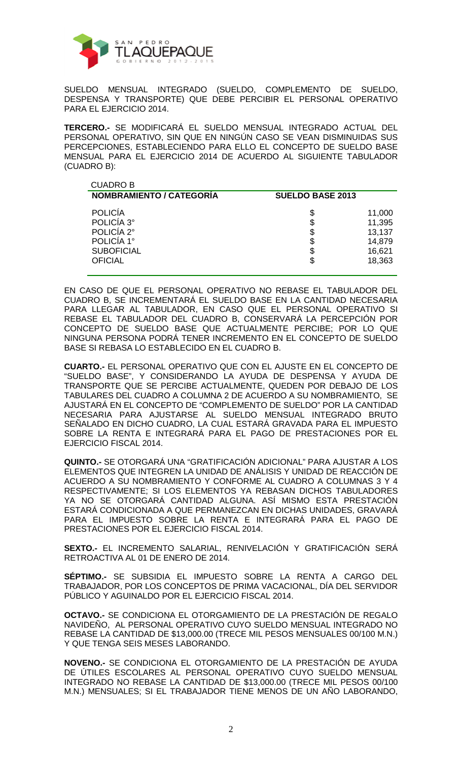SUELDO MENSUAL INTEGRADO (SUELDO, COMPLEMENTO DE SUELDO, DESPENSA Y TRANSPORTE) QUE DEBE PERCIBIR EL PERSONAL OPERATIVO PARA EL EJERCICIO 2014.

**TERCERO.-** SE MODIFICARÁ EL SUELDO MENSUAL INTEGRADO ACTUAL DEL PERSONAL OPERATIVO, SIN QUE EN NINGÚN CASO SE VEAN DISMINUIDAS SUS PERCEPCIONES, ESTABLECIENDO PARA ELLO EL CONCEPTO DE SUELDO BASE MENSUAL PARA EL EJERCICIO 2014 DE ACUERDO AL SIGUIENTE TABULADOR (CUADRO B):

CUADRO B

| NOMBRAMIENTO / CATEGORÍA | SUELDO BASE 2013 | |
|---|---|---|
| POLICÍA | $ | 11,000 |
| POLICÍA 3° | $ | 11,395 |
| POLICÍA 2° | $ | 13,137 |
| POLICÍA 1° | $ | 14,879 |
| SUBOFICIAL | $ | 16,621 |
| OFICIAL | $ | 18,363 |

EN CASO DE QUE EL PERSONAL OPERATIVO NO REBASE EL TABULADOR DEL CUADRO B, SE INCREMENTARÁ EL SUELDO BASE EN LA CANTIDAD NECESARIA PARA LLEGAR AL TABULADOR, EN CASO QUE EL PERSONAL OPERATIVO SI REBASE EL TABULADOR DEL CUADRO B, CONSERVARÁ LA PERCEPCIÓN POR CONCEPTO DE SUELDO BASE QUE ACTUALMENTE PERCIBE; POR LO QUE NINGUNA PERSONA PODRÁ TENER INCREMENTO EN EL CONCEPTO DE SUELDO BASE SI REBASA LO ESTABLECIDO EN EL CUADRO B.

**CUARTO.-** EL PERSONAL OPERATIVO QUE CON EL AJUSTE EN EL CONCEPTO DE "SUELDO BASE", Y CONSIDERANDO LA AYUDA DE DESPENSA Y AYUDA DE TRANSPORTE QUE SE PERCIBE ACTUALMENTE, QUEDEN POR DEBAJO DE LOS TABULARES DEL CUADRO A COLUMNA 2 DE ACUERDO A SU NOMBRAMIENTO, SE AJUSTARÁ EN EL CONCEPTO DE "COMPLEMENTO DE SUELDO" POR LA CANTIDAD NECESARIA PARA AJUSTARSE AL SUELDO MENSUAL INTEGRADO BRUTO SEÑALADO EN DICHO CUADRO, LA CUAL ESTARÁ GRAVADA PARA EL IMPUESTO SOBRE LA RENTA E INTEGRARÁ PARA EL PAGO DE PRESTACIONES POR EL EJERCICIO FISCAL 2014.

**QUINTO.-** SE OTORGARÁ UNA "GRATIFICACIÓN ADICIONAL" PARA AJUSTAR A LOS ELEMENTOS QUE INTEGREN LA UNIDAD DE ANÁLISIS Y UNIDAD DE REACCIÓN DE ACUERDO A SU NOMBRAMIENTO Y CONFORME AL CUADRO A COLUMNAS 3 Y 4 RESPECTIVAMENTE; SI LOS ELEMENTOS YA REBASAN DICHOS TABULADORES YA NO SE OTORGARÁ CANTIDAD ALGUNA. ASÍ MISMO ESTA PRESTACIÓN ESTARÁ CONDICIONADA A QUE PERMANEZCAN EN DICHAS UNIDADES, GRAVARÁ PARA EL IMPUESTO SOBRE LA RENTA E INTEGRARÁ PARA EL PAGO DE PRESTACIONES POR EL EJERCICIO FISCAL 2014.

**SEXTO.-** EL INCREMENTO SALARIAL, RENIVELACIÓN Y GRATIFICACIÓN SERÁ RETROACTIVA AL 01 DE ENERO DE 2014.

**SÉPTIMO.-** SE SUBSIDIA EL IMPUESTO SOBRE LA RENTA A CARGO DEL TRABAJADOR, POR LOS CONCEPTOS DE PRIMA VACACIONAL, DÍA DEL SERVIDOR PÚBLICO Y AGUINALDO POR EL EJERCICIO FISCAL 2014.

**OCTAVO.-** SE CONDICIONA EL OTORGAMIENTO DE LA PRESTACIÓN DE REGALO NAVIDEÑO, AL PERSONAL OPERATIVO CUYO SUELDO MENSUAL INTEGRADO NO REBASE LA CANTIDAD DE $13,000.00 (TRECE MIL PESOS MENSUALES 00/100 M.N.) Y QUE TENGA SEIS MESES LABORANDO.

**NOVENO.-** SE CONDICIONA EL OTORGAMIENTO DE LA PRESTACIÓN DE AYUDA DE ÚTILES ESCOLARES AL PERSONAL OPERATIVO CUYO SUELDO MENSUAL INTEGRADO NO REBASE LA CANTIDAD DE $13,000.00 (TRECE MIL PESOS 00/100 M.N.) MENSUALES; SI EL TRABAJADOR TIENE MENOS DE UN AÑO LABORANDO,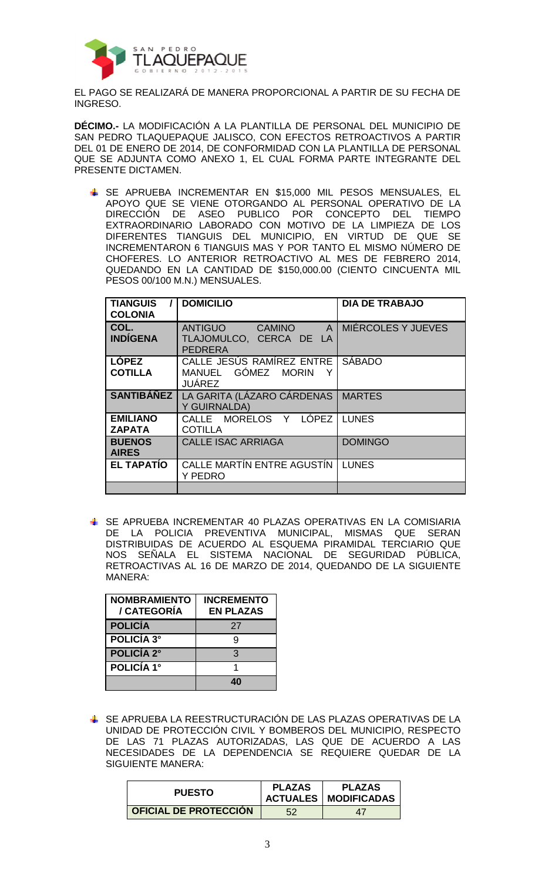EL PAGO SE REALIZARÁ DE MANERA PROPORCIONAL A PARTIR DE SU FECHA DE INGRESO.

**DÉCIMO.-** LA MODIFICACIÓN A LA PLANTILLA DE PERSONAL DEL MUNICIPIO DE SAN PEDRO TLAQUEPAQUE JALISCO, CON EFECTOS RETROACTIVOS A PARTIR DEL 01 DE ENERO DE 2014, DE CONFORMIDAD CON LA PLANTILLA DE PERSONAL QUE SE ADJUNTA COMO ANEXO 1, EL CUAL FORMA PARTE INTEGRANTE DEL PRESENTE DICTAMEN.

- SE APRUEBA INCREMENTAR EN $15,000 MIL PESOS MENSUALES, EL APOYO QUE SE VIENE OTORGANDO AL PERSONAL OPERATIVO DE LA DIRECCIÓN DE ASEO PUBLICO POR CONCEPTO DEL TIEMPO EXTRAORDINARIO LABORADO CON MOTIVO DE LA LIMPIEZA DE LOS DIFERENTES TIANGUIS DEL MUNICIPIO, EN VIRTUD DE QUE SE INCREMENTARON 6 TIANGUIS MAS Y POR TANTO EL MISMO NÚMERO DE CHOFERES. LO ANTERIOR RETROACTIVO AL MES DE FEBRERO 2014, QUEDANDO EN LA CANTIDAD DE $150,000.00 (CIENTO CINCUENTA MIL PESOS 00/100 M.N.) MENSUALES.

| TIANGUIS / COLONIA | DOMICILIO | DIA DE TRABAJO |
|---|---|---|
| **COL. INDÍGENA** | ANTIGUO CAMINO A TLAJOMULCO, CERCA DE LA PEDRERA | MIÉRCOLES Y JUEVES |
| **LÓPEZ COTILLA** | CALLE JESÚS RAMÍREZ ENTRE MANUEL GÓMEZ MORIN Y JUÁREZ | SÁBADO |
| **SANTIBÁÑEZ** | LA GARITA (LÁZARO CÁRDENAS Y GUIRNALDA) | MARTES |
| **EMILIANO ZAPATA** | CALLE MORELOS Y LÓPEZ COTILLA | LUNES |
| **BUENOS AIRES** | CALLE ISAC ARRIAGA | DOMINGO |
| **EL TAPATÍO** | CALLE MARTÍN ENTRE AGUSTÍN Y PEDRO | LUNES |
| | | |

- SE APRUEBA INCREMENTAR 40 PLAZAS OPERATIVAS EN LA COMISIARIA DE LA POLICIA PREVENTIVA MUNICIPAL, MISMAS QUE SERAN DISTRIBUIDAS DE ACUERDO AL ESQUEMA PIRAMIDAL TERCIARIO QUE NOS SEÑALA EL SISTEMA NACIONAL DE SEGURIDAD PÚBLICA, RETROACTIVAS AL 16 DE MARZO DE 2014, QUEDANDO DE LA SIGUIENTE MANERA:

| NOMBRAMIENTO / CATEGORÍA | INCREMENTO EN PLAZAS |
|---|---|
| **POLICÍA** | 27 |
| **POLICÍA 3°** | 9 |
| **POLICÍA 2°** | 3 |
| **POLICÍA 1°** | 1 |
| | **40** |

- SE APRUEBA LA REESTRUCTURACIÓN DE LAS PLAZAS OPERATIVAS DE LA UNIDAD DE PROTECCIÓN CIVIL Y BOMBEROS DEL MUNICIPIO, RESPECTO DE LAS 71 PLAZAS AUTORIZADAS, LAS QUE DE ACUERDO A LAS NECESIDADES DE LA DEPENDENCIA SE REQUIERE QUEDAR DE LA SIGUIENTE MANERA:

| PUESTO | PLAZAS ACTUALES | PLAZAS MODIFICADAS |
|---|---|---|
| **OFICIAL DE PROTECCIÓN** | 52 | 47 |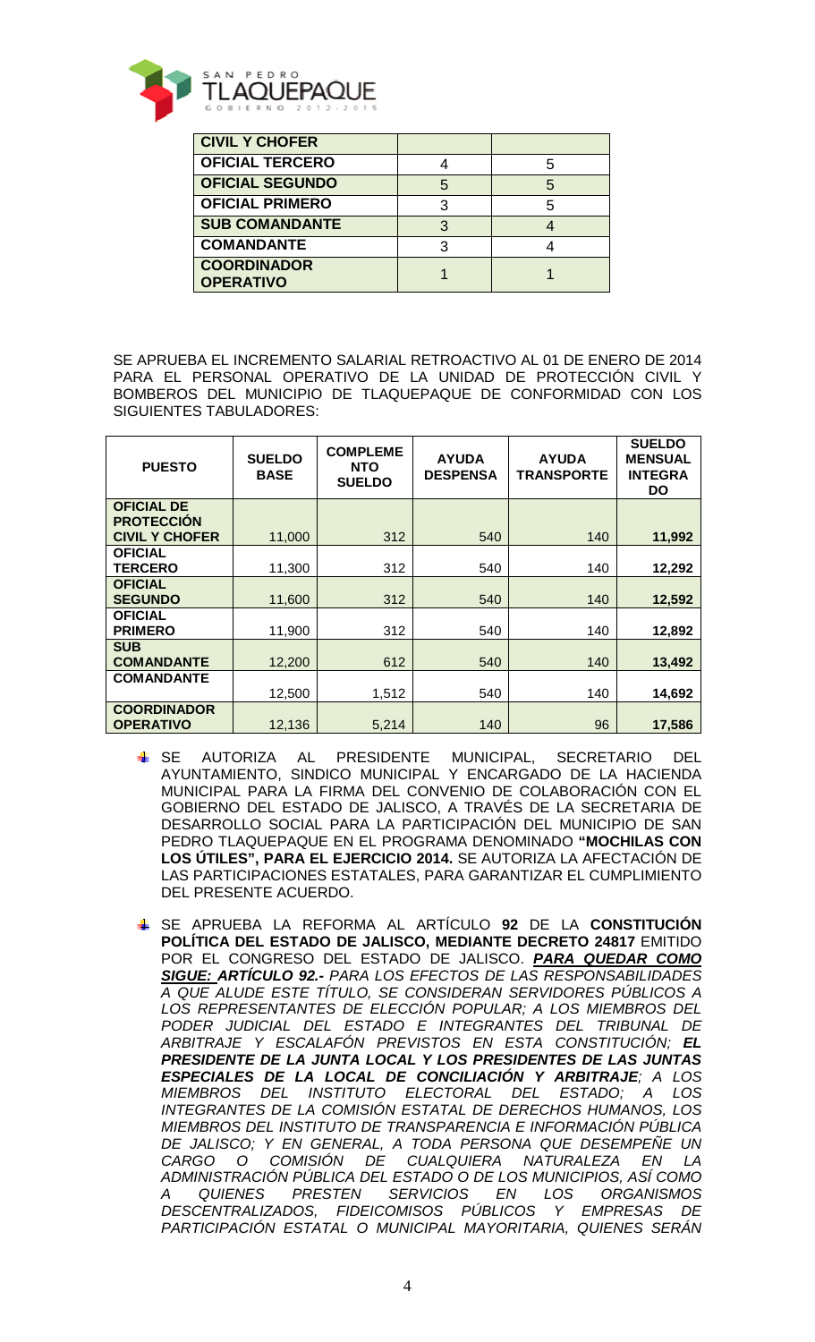| CIVIL Y CHOFER | | |
|---|---|---|
| OFICIAL TERCERO | 4 | 5 |
| OFICIAL SEGUNDO | 5 | 5 |
| OFICIAL PRIMERO | 3 | 5 |
| SUB COMANDANTE | 3 | 4 |
| COMANDANTE | 3 | 4 |
| COORDINADOR OPERATIVO | 1 | 1 |

SE APRUEBA EL INCREMENTO SALARIAL RETROACTIVO AL 01 DE ENERO DE 2014 PARA EL PERSONAL OPERATIVO DE LA UNIDAD DE PROTECCIÓN CIVIL Y BOMBEROS DEL MUNICIPIO DE TLAQUEPAQUE DE CONFORMIDAD CON LOS SIGUIENTES TABULADORES:

| PUESTO | SUELDO BASE | COMPLEMENTO SUELDO | AYUDA DESPENSA | AYUDA TRANSPORTE | SUELDO MENSUAL INTEGRADO |
|---|---|---|---|---|---|
| OFICIAL DE PROTECCIÓN CIVIL Y CHOFER | 11,000 | 312 | 540 | 140 | **11,992** |
| OFICIAL TERCERO | 11,300 | 312 | 540 | 140 | **12,292** |
| OFICIAL SEGUNDO | 11,600 | 312 | 540 | 140 | **12,592** |
| OFICIAL PRIMERO | 11,900 | 312 | 540 | 140 | **12,892** |
| SUB COMANDANTE | 12,200 | 612 | 540 | 140 | **13,492** |
| COMANDANTE | 12,500 | 1,512 | 540 | 140 | **14,692** |
| COORDINADOR OPERATIVO | 12,136 | 5,214 | 140 | 96 | **17,586** |

- SE AUTORIZA AL PRESIDENTE MUNICIPAL, SECRETARIO DEL AYUNTAMIENTO, SINDICO MUNICIPAL Y ENCARGADO DE LA HACIENDA MUNICIPAL PARA LA FIRMA DEL CONVENIO DE COLABORACIÓN CON EL GOBIERNO DEL ESTADO DE JALISCO, A TRAVÉS DE LA SECRETARIA DE DESARROLLO SOCIAL PARA LA PARTICIPACIÓN DEL MUNICIPIO DE SAN PEDRO TLAQUEPAQUE EN EL PROGRAMA DENOMINADO **"MOCHILAS CON LOS ÚTILES", PARA EL EJERCICIO 2014.** SE AUTORIZA LA AFECTACIÓN DE LAS PARTICIPACIONES ESTATALES, PARA GARANTIZAR EL CUMPLIMIENTO DEL PRESENTE ACUERDO.

- SE APRUEBA LA REFORMA AL ARTÍCULO **92** DE LA **CONSTITUCIÓN POLÍTICA DEL ESTADO DE JALISCO, MEDIANTE DECRETO 24817** EMITIDO POR EL CONGRESO DEL ESTADO DE JALISCO. ***PARA QUEDAR COMO SIGUE: ARTÍCULO 92.-*** *PARA LOS EFECTOS DE LAS RESPONSABILIDADES A QUE ALUDE ESTE TÍTULO, SE CONSIDERAN SERVIDORES PÚBLICOS A LOS REPRESENTANTES DE ELECCIÓN POPULAR; A LOS MIEMBROS DEL PODER JUDICIAL DEL ESTADO E INTEGRANTES DEL TRIBUNAL DE ARBITRAJE Y ESCALAFÓN PREVISTOS EN ESTA CONSTITUCIÓN;* ***EL PRESIDENTE DE LA JUNTA LOCAL Y LOS PRESIDENTES DE LAS JUNTAS ESPECIALES DE LA LOCAL DE CONCILIACIÓN Y ARBITRAJE****; A LOS MIEMBROS DEL INSTITUTO ELECTORAL DEL ESTADO; A LOS INTEGRANTES DE LA COMISIÓN ESTATAL DE DERECHOS HUMANOS, LOS MIEMBROS DEL INSTITUTO DE TRANSPARENCIA E INFORMACIÓN PÚBLICA DE JALISCO; Y EN GENERAL, A TODA PERSONA QUE DESEMPEÑE UN CARGO O COMISIÓN DE CUALQUIERA NATURALEZA EN LA ADMINISTRACIÓN PÚBLICA DEL ESTADO O DE LOS MUNICIPIOS, ASÍ COMO A QUIENES PRESTEN SERVICIOS EN LOS ORGANISMOS DESCENTRALIZADOS, FIDEICOMISOS PÚBLICOS Y EMPRESAS DE PARTICIPACIÓN ESTATAL O MUNICIPAL MAYORITARIA, QUIENES SERÁN*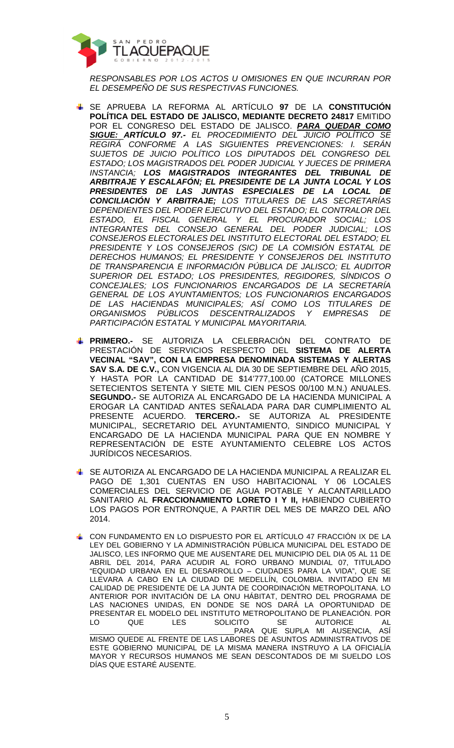*RESPONSABLES POR LOS ACTOS U OMISIONES EN QUE INCURRAN POR EL DESEMPEÑO DE SUS RESPECTIVAS FUNCIONES.*

- SE APRUEBA LA REFORMA AL ARTÍCULO **97** DE LA **CONSTITUCIÓN POLÍTICA DEL ESTADO DE JALISCO, MEDIANTE DECRETO 24817** EMITIDO POR EL CONGRESO DEL ESTADO DE JALISCO. ***PARA QUEDAR COMO SIGUE: ARTÍCULO 97.-*** *EL PROCEDIMIENTO DEL JUICIO POLÍTICO SE REGIRÁ CONFORME A LAS SIGUIENTES PREVENCIONES: I. SERÁN SUJETOS DE JUICIO POLÍTICO LOS DIPUTADOS DEL CONGRESO DEL ESTADO; LOS MAGISTRADOS DEL PODER JUDICIAL Y JUECES DE PRIMERA INSTANCIA;* ***LOS MAGISTRADOS INTEGRANTES DEL TRIBUNAL DE ARBITRAJE Y ESCALAFÓN; EL PRESIDENTE DE LA JUNTA LOCAL Y LOS PRESIDENTES DE LAS JUNTAS ESPECIALES DE LA LOCAL DE CONCILIACIÓN Y ARBITRAJE;*** *LOS TITULARES DE LAS SECRETARÍAS DEPENDIENTES DEL PODER EJECUTIVO DEL ESTADO; EL CONTRALOR DEL ESTADO, EL FISCAL GENERAL Y EL PROCURADOR SOCIAL; LOS INTEGRANTES DEL CONSEJO GENERAL DEL PODER JUDICIAL; LOS CONSEJEROS ELECTORALES DEL INSTITUTO ELECTORAL DEL ESTADO; EL PRESIDENTE Y LOS CONSEJEROS (SIC) DE LA COMISIÓN ESTATAL DE DERECHOS HUMANOS; EL PRESIDENTE Y CONSEJEROS DEL INSTITUTO DE TRANSPARENCIA E INFORMACIÓN PÚBLICA DE JALISCO; EL AUDITOR SUPERIOR DEL ESTADO; LOS PRESIDENTES, REGIDORES, SÍNDICOS O CONCEJALES; LOS FUNCIONARIOS ENCARGADOS DE LA SECRETARÍA GENERAL DE LOS AYUNTAMIENTOS; LOS FUNCIONARIOS ENCARGADOS DE LAS HACIENDAS MUNICIPALES; ASÍ COMO LOS TITULARES DE ORGANISMOS PÚBLICOS DESCENTRALIZADOS Y EMPRESAS DE PARTICIPACIÓN ESTATAL Y MUNICIPAL MAYORITARIA.*

- **PRIMERO.-** SE AUTORIZA LA CELEBRACIÓN DEL CONTRATO DE PRESTACIÓN DE SERVICIOS RESPECTO DEL **SISTEMA DE ALERTA VECINAL "SAV", CON LA EMPRESA DENOMINADA SISTEMAS Y ALERTAS SAV S.A. DE C.V.,** CON VIGENCIA AL DIA 30 DE SEPTIEMBRE DEL AÑO 2015, Y HASTA POR LA CANTIDAD DE $14'777,100.00 (CATORCE MILLONES SETECIENTOS SETENTA Y SIETE MIL CIEN PESOS 00/100 M.N.) ANUALES. **SEGUNDO.-** SE AUTORIZA AL ENCARGADO DE LA HACIENDA MUNICIPAL A EROGAR LA CANTIDAD ANTES SEÑALADA PARA DAR CUMPLIMIENTO AL PRESENTE ACUERDO. **TERCERO.-** SE AUTORIZA AL PRESIDENTE MUNICIPAL, SECRETARIO DEL AYUNTAMIENTO, SINDICO MUNICIPAL Y ENCARGADO DE LA HACIENDA MUNICIPAL PARA QUE EN NOMBRE Y REPRESENTACIÓN DE ESTE AYUNTAMIENTO CELEBRE LOS ACTOS JURÍDICOS NECESARIOS.

- SE AUTORIZA AL ENCARGADO DE LA HACIENDA MUNICIPAL A REALIZAR EL PAGO DE 1,301 CUENTAS EN USO HABITACIONAL Y 06 LOCALES COMERCIALES DEL SERVICIO DE AGUA POTABLE Y ALCANTARILLADO SANITARIO AL **FRACCIONAMIENTO LORETO I Y II,** HABIENDO CUBIERTO LOS PAGOS POR ENTRONQUE, A PARTIR DEL MES DE MARZO DEL AÑO 2014.

- CON FUNDAMENTO EN LO DISPUESTO POR EL ARTÍCULO 47 FRACCIÓN IX DE LA LEY DEL GOBIERNO Y LA ADMINISTRACIÓN PÚBLICA MUNICIPAL DEL ESTADO DE JALISCO, LES INFORMO QUE ME AUSENTARE DEL MUNICIPIO DEL DIA 05 AL 11 DE ABRIL DEL 2014, PARA ACUDIR AL FORO URBANO MUNDIAL 07, TITULADO "EQUIDAD URBANA EN EL DESARROLLO – CIUDADES PARA LA VIDA", QUE SE LLEVARA A CABO EN LA CIUDAD DE MEDELLÍN, COLOMBIA. INVITADO EN MI CALIDAD DE PRESIDENTE DE LA JUNTA DE COORDINACIÓN METROPOLITANA. LO ANTERIOR POR INVITACIÓN DE LA ONU HÁBITAT, DENTRO DEL PROGRAMA DE LAS NACIONES UNIDAS, EN DONDE SE NOS DARÁ LA OPORTUNIDAD DE PRESENTAR EL MODELO DEL INSTITUTO METROPOLITANO DE PLANEACIÓN. POR LO QUE LES SOLICITO SE AUTORICE AL ________________________________ PARA QUE SUPLA MI AUSENCIA, ASÍ MISMO QUEDE AL FRENTE DE LAS LABORES DE ASUNTOS ADMINISTRATIVOS DE ESTE GOBIERNO MUNICIPAL DE LA MISMA MANERA INSTRUYO A LA OFICIALÍA MAYOR Y RECURSOS HUMANOS ME SEAN DESCONTADOS DE MI SUELDO LOS DÍAS QUE ESTARÉ AUSENTE.